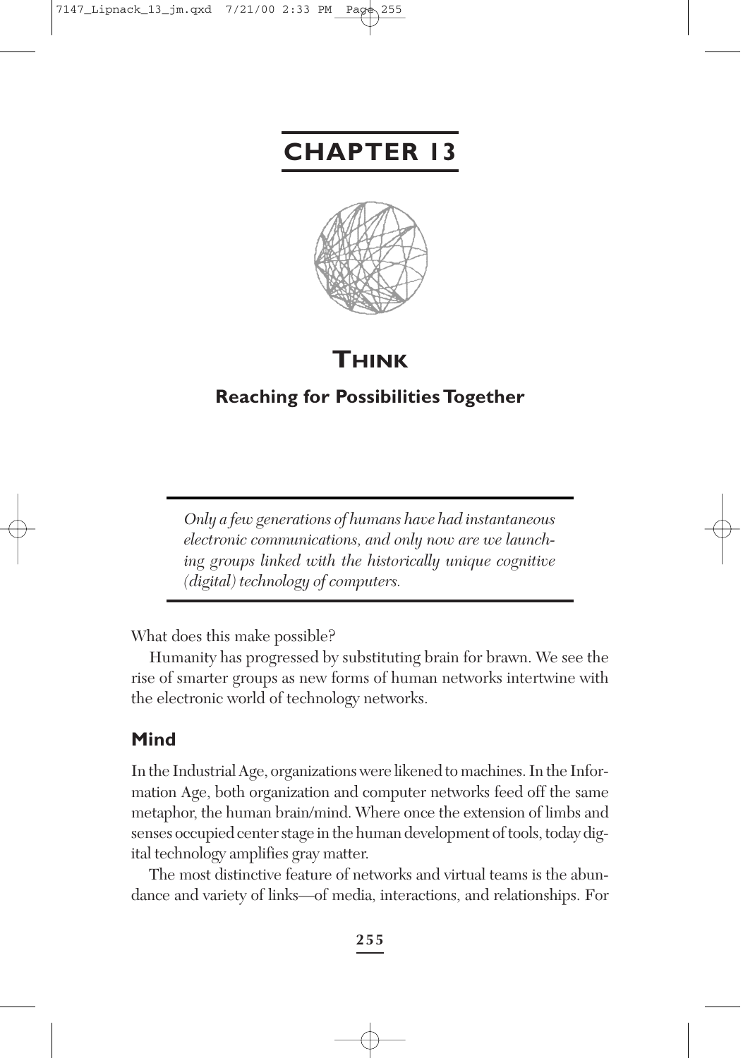# CHAPTER 13

## THINK

### Reaching for Possibilities Together

> *Only a few generations of humans have had instantaneous electronic communications, and only now are we launching groups linked with the historically unique cognitive (digital) technology of computers.*

What does this make possible?

Humanity has progressed by substituting brain for brawn. We see the rise of smarter groups as new forms of human networks intertwine with the electronic world of technology networks.

## Mind

In the Industrial Age, organizations were likened to machines. In the Information Age, both organization and computer networks feed off the same metaphor, the human brain/mind. Where once the extension of limbs and senses occupied center stage in the human development of tools, today digital technology amplifies gray matter.

The most distinctive feature of networks and virtual teams is the abundance and variety of links—of media, interactions, and relationships. For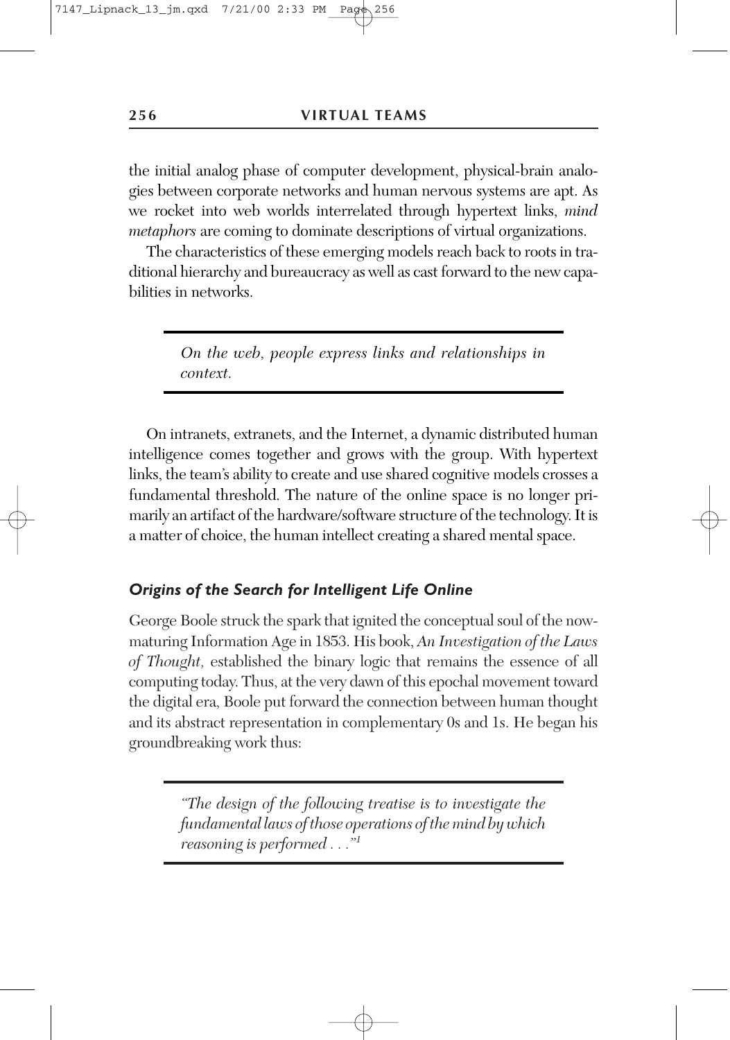the initial analog phase of computer development, physical-brain analogies between corporate networks and human nervous systems are apt. As we rocket into web worlds interrelated through hypertext links, *mind metaphors* are coming to dominate descriptions of virtual organizations.

The characteristics of these emerging models reach back to roots in traditional hierarchy and bureaucracy as well as cast forward to the new capabilities in networks.

> *On the web, people express links and relationships in context.*

On intranets, extranets, and the Internet, a dynamic distributed human intelligence comes together and grows with the group. With hypertext links, the team's ability to create and use shared cognitive models crosses a fundamental threshold. The nature of the online space is no longer primarily an artifact of the hardware/software structure of the technology. It is a matter of choice, the human intellect creating a shared mental space.

### *Origins of the Search for Intelligent Life Online*

George Boole struck the spark that ignited the conceptual soul of the now-maturing Information Age in 1853. His book, *An Investigation of the Laws of Thought,* established the binary logic that remains the essence of all computing today. Thus, at the very dawn of this epochal movement toward the digital era, Boole put forward the connection between human thought and its abstract representation in complementary 0s and 1s. He began his groundbreaking work thus:

> *"The design of the following treatise is to investigate the fundamental laws of those operations of the mind by which reasoning is performed . . ."*[1]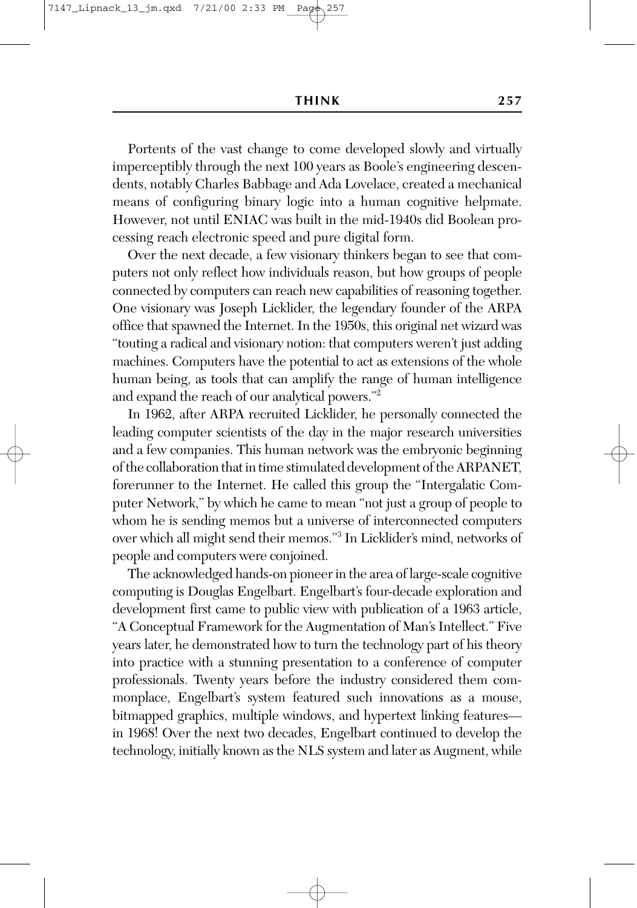Portents of the vast change to come developed slowly and virtually imperceptibly through the next 100 years as Boole's engineering descendents, notably Charles Babbage and Ada Lovelace, created a mechanical means of configuring binary logic into a human cognitive helpmate. However, not until ENIAC was built in the mid-1940s did Boolean processing reach electronic speed and pure digital form.

Over the next decade, a few visionary thinkers began to see that computers not only reflect how individuals reason, but how groups of people connected by computers can reach new capabilities of reasoning together. One visionary was Joseph Licklider, the legendary founder of the ARPA office that spawned the Internet. In the 1950s, this original net wizard was "touting a radical and visionary notion: that computers weren't just adding machines. Computers have the potential to act as extensions of the whole human being, as tools that can amplify the range of human intelligence and expand the reach of our analytical powers."[2]

In 1962, after ARPA recruited Licklider, he personally connected the leading computer scientists of the day in the major research universities and a few companies. This human network was the embryonic beginning of the collaboration that in time stimulated development of the ARPANET, forerunner to the Internet. He called this group the "Intergalatic Computer Network," by which he came to mean "not just a group of people to whom he is sending memos but a universe of interconnected computers over which all might send their memos."[3] In Licklider's mind, networks of people and computers were conjoined.

The acknowledged hands-on pioneer in the area of large-scale cognitive computing is Douglas Engelbart. Engelbart's four-decade exploration and development first came to public view with publication of a 1963 article, "A Conceptual Framework for the Augmentation of Man's Intellect." Five years later, he demonstrated how to turn the technology part of his theory into practice with a stunning presentation to a conference of computer professionals. Twenty years before the industry considered them commonplace, Engelbart's system featured such innovations as a mouse, bitmapped graphics, multiple windows, and hypertext linking features—in 1968! Over the next two decades, Engelbart continued to develop the technology, initially known as the NLS system and later as Augment, while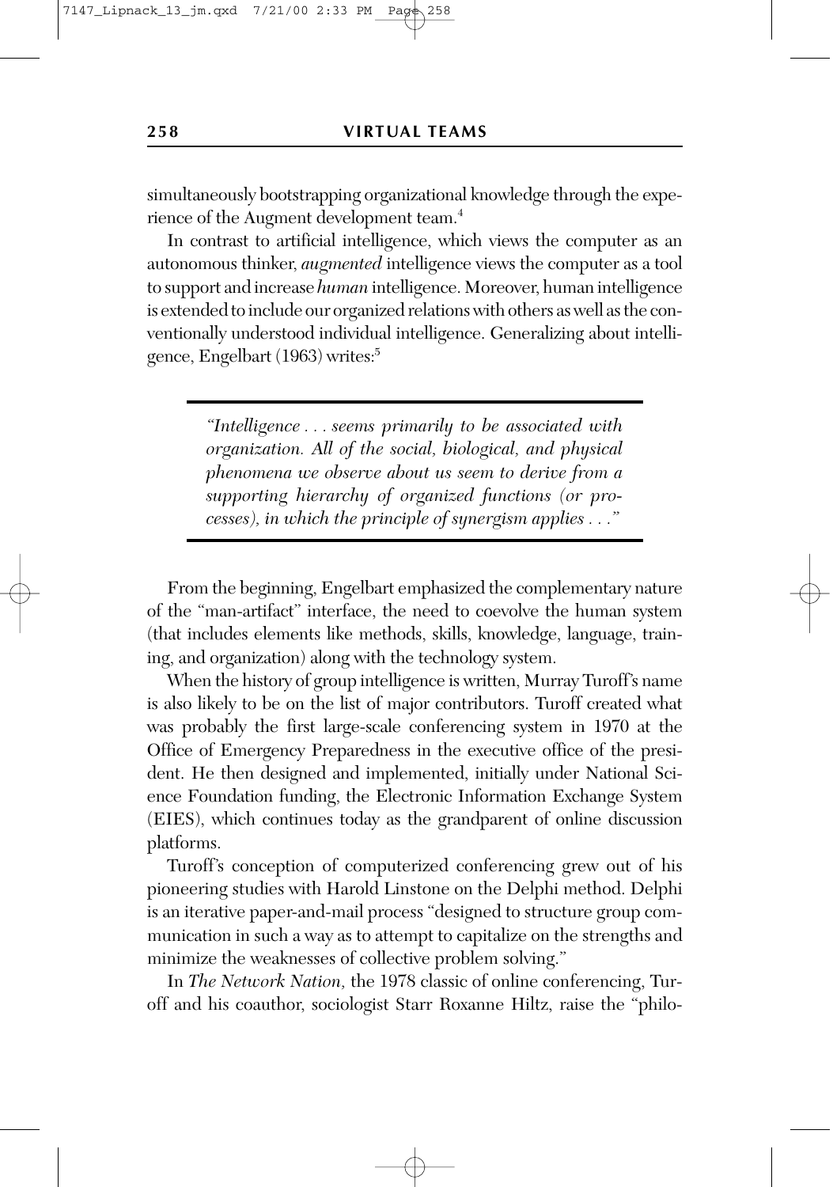simultaneously bootstrapping organizational knowledge through the experience of the Augment development team.[4]

In contrast to artificial intelligence, which views the computer as an autonomous thinker, *augmented* intelligence views the computer as a tool to support and increase *human* intelligence. Moreover, human intelligence is extended to include our organized relations with others as well as the conventionally understood individual intelligence. Generalizing about intelligence, Engelbart (1963) writes:[5]

> *"Intelligence . . . seems primarily to be associated with organization. All of the social, biological, and physical phenomena we observe about us seem to derive from a supporting hierarchy of organized functions (or processes), in which the principle of synergism applies . . ."*

From the beginning, Engelbart emphasized the complementary nature of the "man-artifact" interface, the need to coevolve the human system (that includes elements like methods, skills, knowledge, language, training, and organization) along with the technology system.

When the history of group intelligence is written, Murray Turoff's name is also likely to be on the list of major contributors. Turoff created what was probably the first large-scale conferencing system in 1970 at the Office of Emergency Preparedness in the executive office of the president. He then designed and implemented, initially under National Science Foundation funding, the Electronic Information Exchange System (EIES), which continues today as the grandparent of online discussion platforms.

Turoff's conception of computerized conferencing grew out of his pioneering studies with Harold Linstone on the Delphi method. Delphi is an iterative paper-and-mail process "designed to structure group communication in such a way as to attempt to capitalize on the strengths and minimize the weaknesses of collective problem solving."

In *The Network Nation,* the 1978 classic of online conferencing, Turoff and his coauthor, sociologist Starr Roxanne Hiltz, raise the "philo-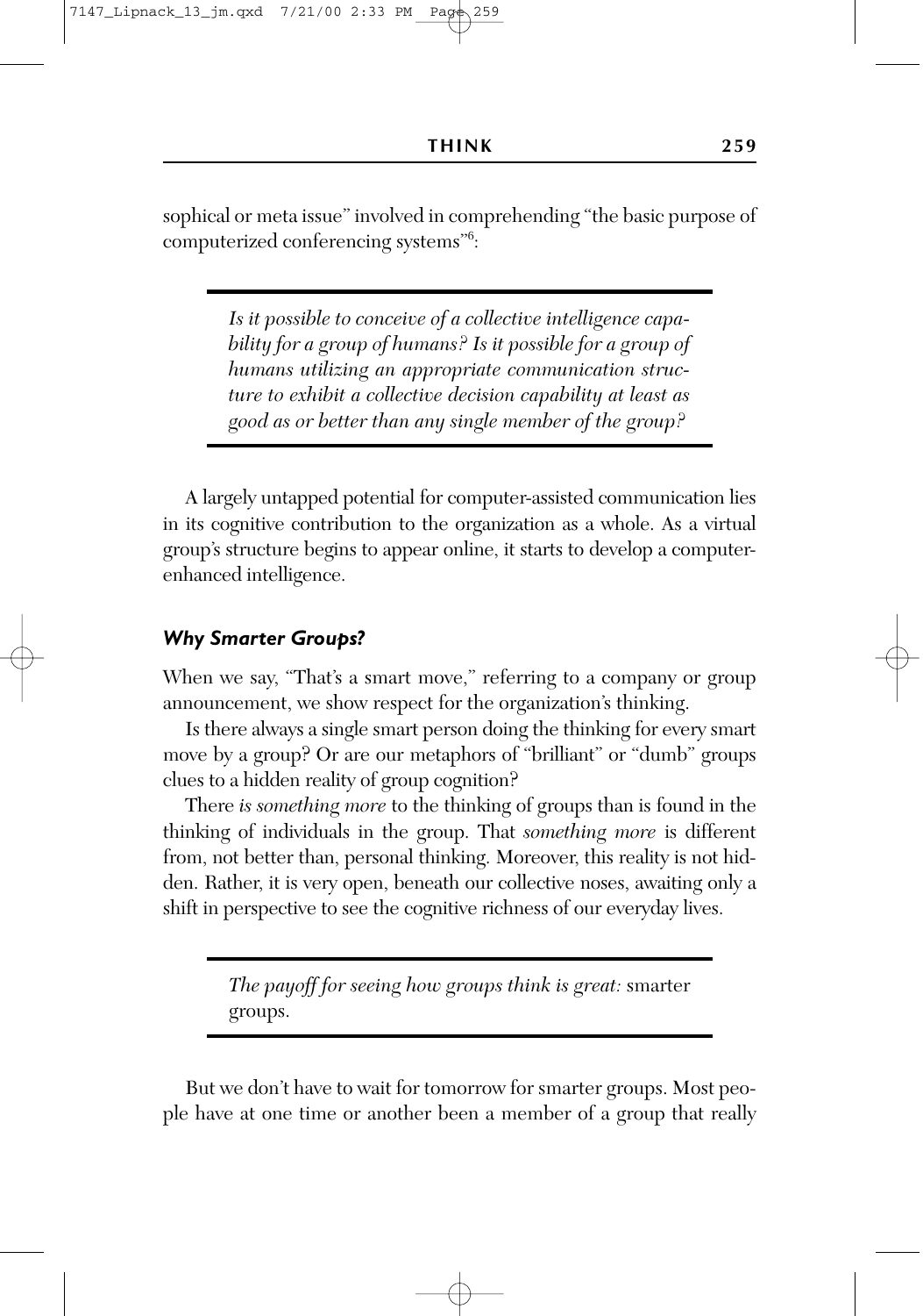sophical or meta issue" involved in comprehending "the basic purpose of computerized conferencing systems"[6]:

> *Is it possible to conceive of a collective intelligence capability for a group of humans? Is it possible for a group of humans utilizing an appropriate communication structure to exhibit a collective decision capability at least as good as or better than any single member of the group?*

A largely untapped potential for computer-assisted communication lies in its cognitive contribution to the organization as a whole. As a virtual group's structure begins to appear online, it starts to develop a computer-enhanced intelligence.

### *Why Smarter Groups?*

When we say, "That's a smart move," referring to a company or group announcement, we show respect for the organization's thinking.

Is there always a single smart person doing the thinking for every smart move by a group? Or are our metaphors of "brilliant" or "dumb" groups clues to a hidden reality of group cognition?

There *is something more* to the thinking of groups than is found in the thinking of individuals in the group. That *something more* is different from, not better than, personal thinking. Moreover, this reality is not hidden. Rather, it is very open, beneath our collective noses, awaiting only a shift in perspective to see the cognitive richness of our everyday lives.

> *The payoff for seeing how groups think is great:* smarter groups.

But we don't have to wait for tomorrow for smarter groups. Most people have at one time or another been a member of a group that really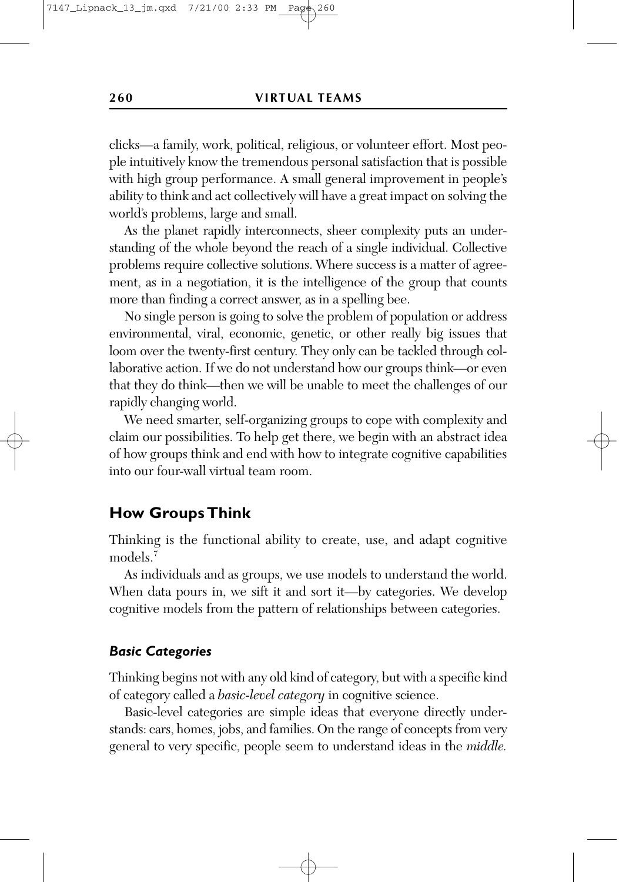clicks—a family, work, political, religious, or volunteer effort. Most people intuitively know the tremendous personal satisfaction that is possible with high group performance. A small general improvement in people's ability to think and act collectively will have a great impact on solving the world's problems, large and small.

As the planet rapidly interconnects, sheer complexity puts an understanding of the whole beyond the reach of a single individual. Collective problems require collective solutions. Where success is a matter of agreement, as in a negotiation, it is the intelligence of the group that counts more than finding a correct answer, as in a spelling bee.

No single person is going to solve the problem of population or address environmental, viral, economic, genetic, or other really big issues that loom over the twenty-first century. They only can be tackled through collaborative action. If we do not understand how our groups think—or even that they do think—then we will be unable to meet the challenges of our rapidly changing world.

We need smarter, self-organizing groups to cope with complexity and claim our possibilities. To help get there, we begin with an abstract idea of how groups think and end with how to integrate cognitive capabilities into our four-wall virtual team room.

## How Groups Think

Thinking is the functional ability to create, use, and adapt cognitive models.[7]

As individuals and as groups, we use models to understand the world. When data pours in, we sift it and sort it—by categories. We develop cognitive models from the pattern of relationships between categories.

### *Basic Categories*

Thinking begins not with any old kind of category, but with a specific kind of category called a *basic-level category* in cognitive science.

Basic-level categories are simple ideas that everyone directly understands: cars, homes, jobs, and families. On the range of concepts from very general to very specific, people seem to understand ideas in the *middle.*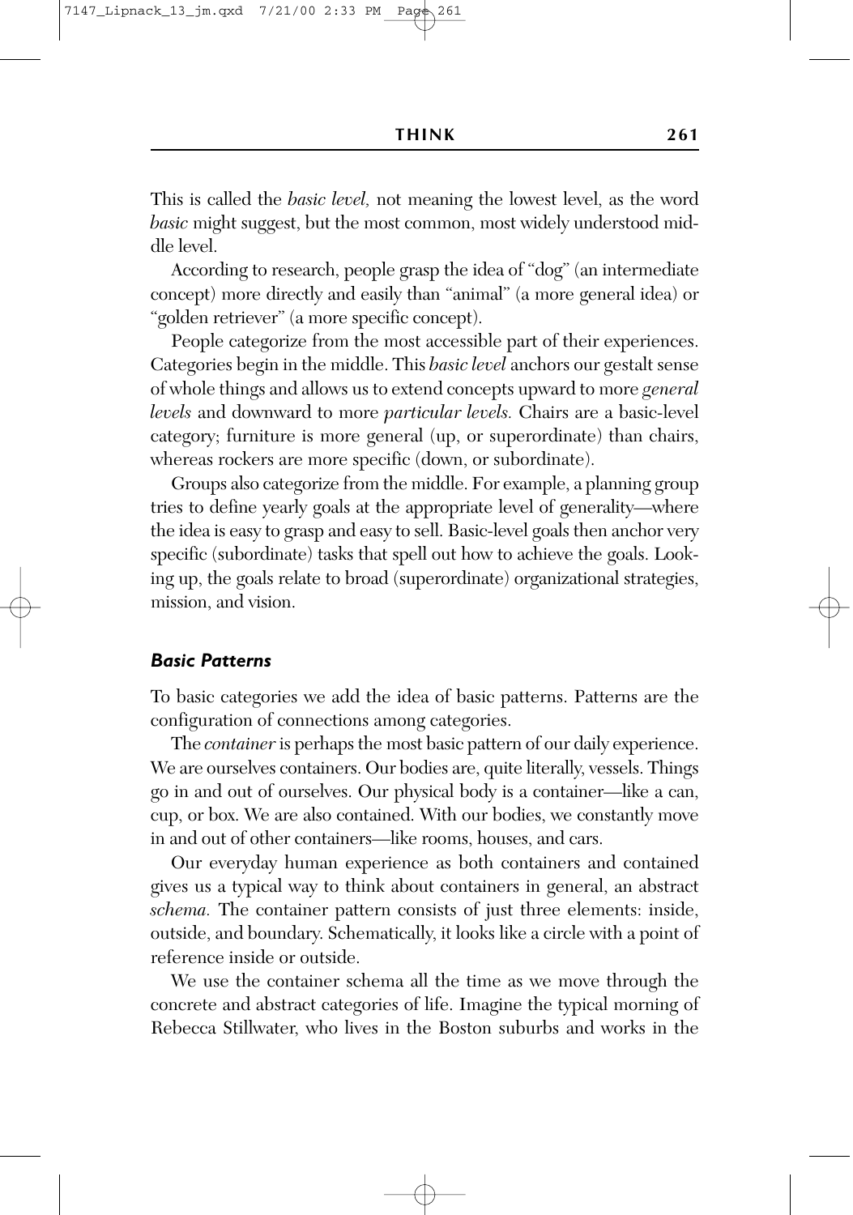This is called the *basic level,* not meaning the lowest level, as the word *basic* might suggest, but the most common, most widely understood middle level.

According to research, people grasp the idea of "dog" (an intermediate concept) more directly and easily than "animal" (a more general idea) or "golden retriever" (a more specific concept).

People categorize from the most accessible part of their experiences. Categories begin in the middle. This *basic level* anchors our gestalt sense of whole things and allows us to extend concepts upward to more *general levels* and downward to more *particular levels.* Chairs are a basic-level category; furniture is more general (up, or superordinate) than chairs, whereas rockers are more specific (down, or subordinate).

Groups also categorize from the middle. For example, a planning group tries to define yearly goals at the appropriate level of generality—where the idea is easy to grasp and easy to sell. Basic-level goals then anchor very specific (subordinate) tasks that spell out how to achieve the goals. Looking up, the goals relate to broad (superordinate) organizational strategies, mission, and vision.

### *Basic Patterns*

To basic categories we add the idea of basic patterns. Patterns are the configuration of connections among categories.

The *container* is perhaps the most basic pattern of our daily experience. We are ourselves containers. Our bodies are, quite literally, vessels. Things go in and out of ourselves. Our physical body is a container—like a can, cup, or box. We are also contained. With our bodies, we constantly move in and out of other containers—like rooms, houses, and cars.

Our everyday human experience as both containers and contained gives us a typical way to think about containers in general, an abstract *schema.* The container pattern consists of just three elements: inside, outside, and boundary. Schematically, it looks like a circle with a point of reference inside or outside.

We use the container schema all the time as we move through the concrete and abstract categories of life. Imagine the typical morning of Rebecca Stillwater, who lives in the Boston suburbs and works in the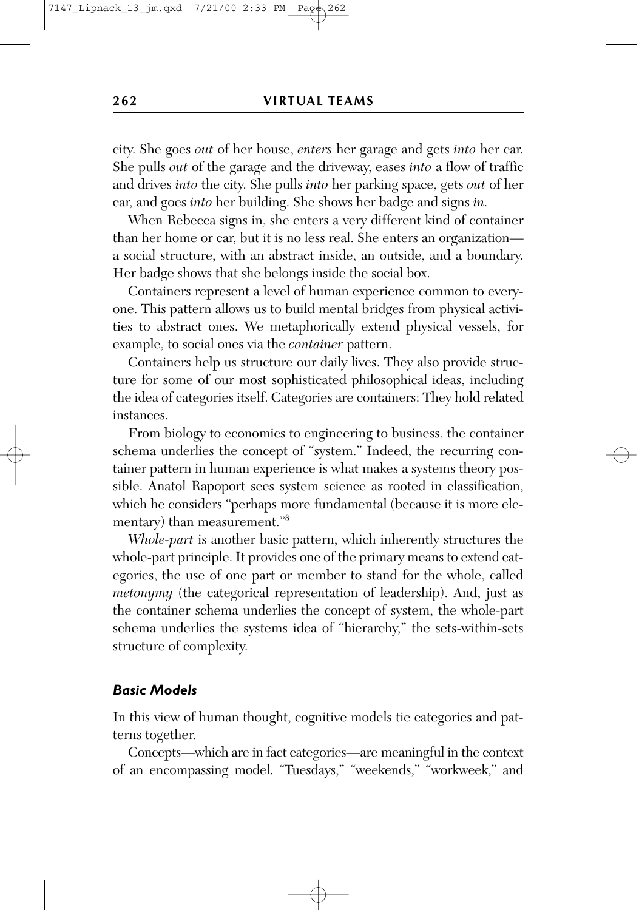city. She goes *out* of her house, *enters* her garage and gets *into* her car. She pulls *out* of the garage and the driveway, eases *into* a flow of traffic and drives *into* the city. She pulls *into* her parking space, gets *out* of her car, and goes *into* her building. She shows her badge and signs *in.*

When Rebecca signs in, she enters a very different kind of container than her home or car, but it is no less real. She enters an organization—a social structure, with an abstract inside, an outside, and a boundary. Her badge shows that she belongs inside the social box.

Containers represent a level of human experience common to everyone. This pattern allows us to build mental bridges from physical activities to abstract ones. We metaphorically extend physical vessels, for example, to social ones via the *container* pattern.

Containers help us structure our daily lives. They also provide structure for some of our most sophisticated philosophical ideas, including the idea of categories itself. Categories are containers: They hold related instances.

From biology to economics to engineering to business, the container schema underlies the concept of "system." Indeed, the recurring container pattern in human experience is what makes a systems theory possible. Anatol Rapoport sees system science as rooted in classification, which he considers "perhaps more fundamental (because it is more elementary) than measurement."[8]

*Whole-part* is another basic pattern, which inherently structures the whole-part principle. It provides one of the primary means to extend categories, the use of one part or member to stand for the whole, called *metonymy* (the categorical representation of leadership). And, just as the container schema underlies the concept of system, the whole-part schema underlies the systems idea of "hierarchy," the sets-within-sets structure of complexity.

### *Basic Models*

In this view of human thought, cognitive models tie categories and patterns together.

Concepts—which are in fact categories—are meaningful in the context of an encompassing model. "Tuesdays," "weekends," "workweek," and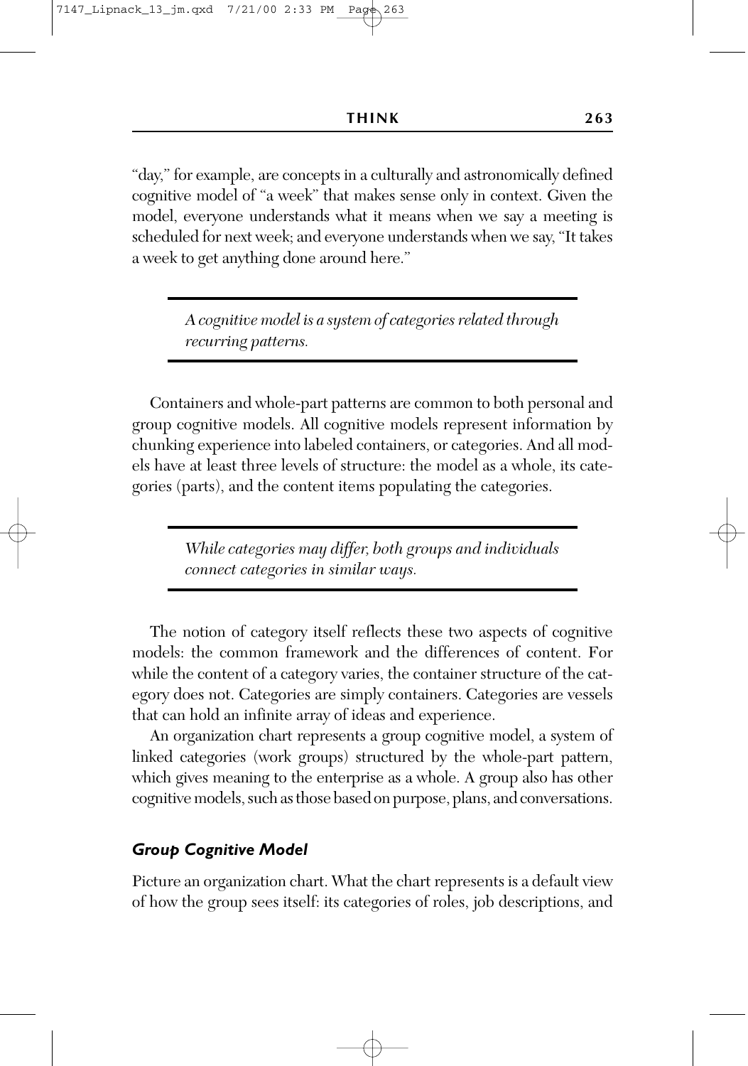"day," for example, are concepts in a culturally and astronomically defined cognitive model of "a week" that makes sense only in context. Given the model, everyone understands what it means when we say a meeting is scheduled for next week; and everyone understands when we say, "It takes a week to get anything done around here."

> *A cognitive model is a system of categories related through recurring patterns.*

Containers and whole-part patterns are common to both personal and group cognitive models. All cognitive models represent information by chunking experience into labeled containers, or categories. And all models have at least three levels of structure: the model as a whole, its categories (parts), and the content items populating the categories.

> *While categories may differ, both groups and individuals connect categories in similar ways.*

The notion of category itself reflects these two aspects of cognitive models: the common framework and the differences of content. For while the content of a category varies, the container structure of the category does not. Categories are simply containers. Categories are vessels that can hold an infinite array of ideas and experience.

An organization chart represents a group cognitive model, a system of linked categories (work groups) structured by the whole-part pattern, which gives meaning to the enterprise as a whole. A group also has other cognitive models, such as those based on purpose, plans, and conversations.

### *Group Cognitive Model*

Picture an organization chart. What the chart represents is a default view of how the group sees itself: its categories of roles, job descriptions, and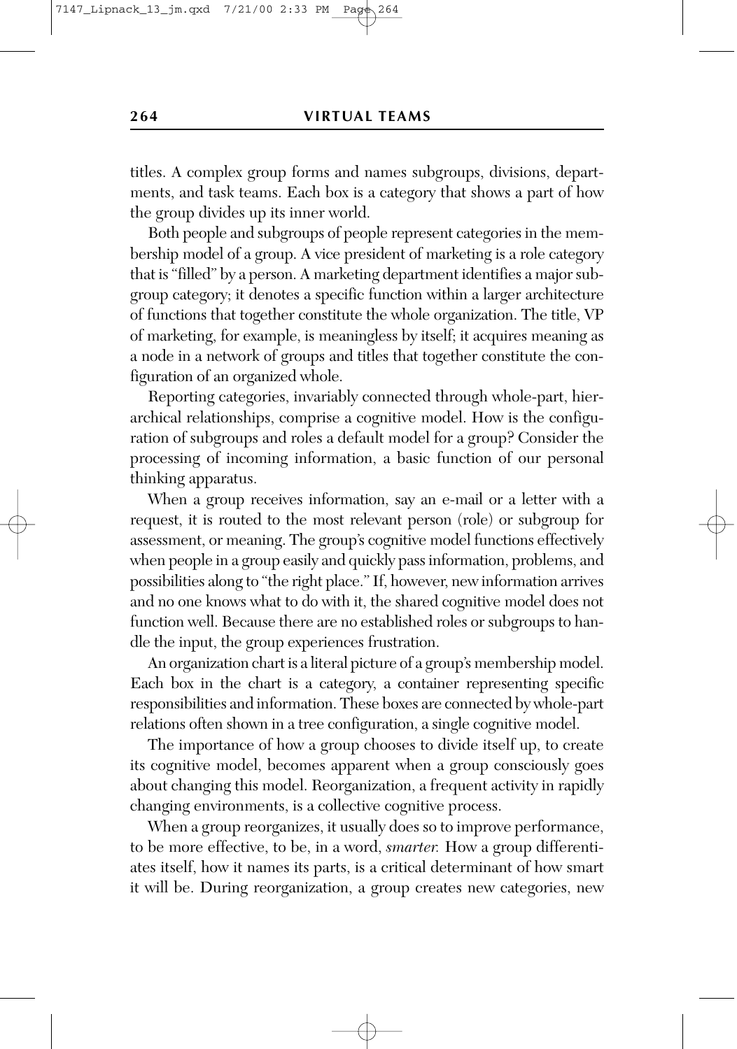titles. A complex group forms and names subgroups, divisions, departments, and task teams. Each box is a category that shows a part of how the group divides up its inner world.

Both people and subgroups of people represent categories in the membership model of a group. A vice president of marketing is a role category that is "filled" by a person. A marketing department identifies a major subgroup category; it denotes a specific function within a larger architecture of functions that together constitute the whole organization. The title, VP of marketing, for example, is meaningless by itself; it acquires meaning as a node in a network of groups and titles that together constitute the configuration of an organized whole.

Reporting categories, invariably connected through whole-part, hierarchical relationships, comprise a cognitive model. How is the configuration of subgroups and roles a default model for a group? Consider the processing of incoming information, a basic function of our personal thinking apparatus.

When a group receives information, say an e-mail or a letter with a request, it is routed to the most relevant person (role) or subgroup for assessment, or meaning. The group's cognitive model functions effectively when people in a group easily and quickly pass information, problems, and possibilities along to "the right place." If, however, new information arrives and no one knows what to do with it, the shared cognitive model does not function well. Because there are no established roles or subgroups to handle the input, the group experiences frustration.

An organization chart is a literal picture of a group's membership model. Each box in the chart is a category, a container representing specific responsibilities and information. These boxes are connected by whole-part relations often shown in a tree configuration, a single cognitive model.

The importance of how a group chooses to divide itself up, to create its cognitive model, becomes apparent when a group consciously goes about changing this model. Reorganization, a frequent activity in rapidly changing environments, is a collective cognitive process.

When a group reorganizes, it usually does so to improve performance, to be more effective, to be, in a word, *smarter.* How a group differentiates itself, how it names its parts, is a critical determinant of how smart it will be. During reorganization, a group creates new categories, new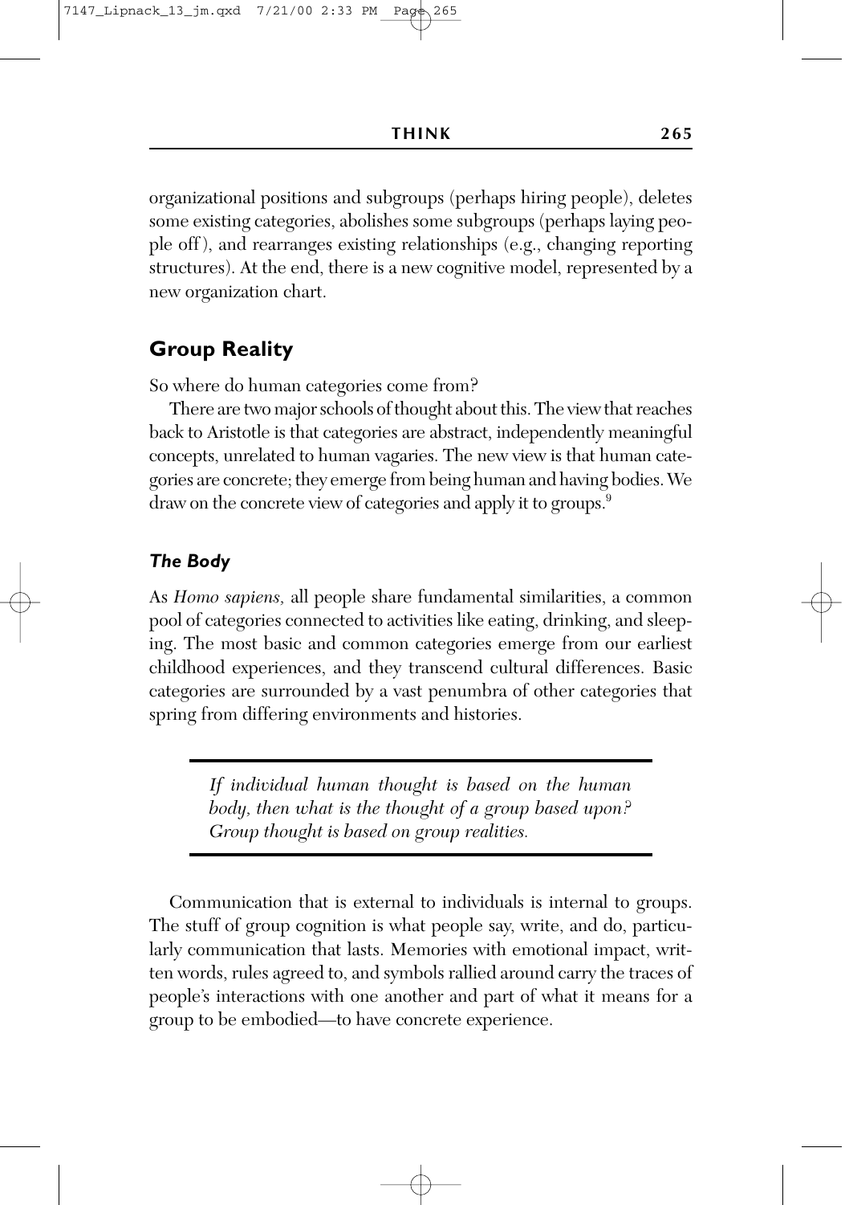organizational positions and subgroups (perhaps hiring people), deletes some existing categories, abolishes some subgroups (perhaps laying people off), and rearranges existing relationships (e.g., changing reporting structures). At the end, there is a new cognitive model, represented by a new organization chart.

## Group Reality

So where do human categories come from?

There are two major schools of thought about this. The view that reaches back to Aristotle is that categories are abstract, independently meaningful concepts, unrelated to human vagaries. The new view is that human categories are concrete; they emerge from being human and having bodies. We draw on the concrete view of categories and apply it to groups.[9]

### *The Body*

As *Homo sapiens,* all people share fundamental similarities, a common pool of categories connected to activities like eating, drinking, and sleeping. The most basic and common categories emerge from our earliest childhood experiences, and they transcend cultural differences. Basic categories are surrounded by a vast penumbra of other categories that spring from differing environments and histories.

> *If individual human thought is based on the human body, then what is the thought of a group based upon? Group thought is based on group realities.*

Communication that is external to individuals is internal to groups. The stuff of group cognition is what people say, write, and do, particularly communication that lasts. Memories with emotional impact, written words, rules agreed to, and symbols rallied around carry the traces of people's interactions with one another and part of what it means for a group to be embodied—to have concrete experience.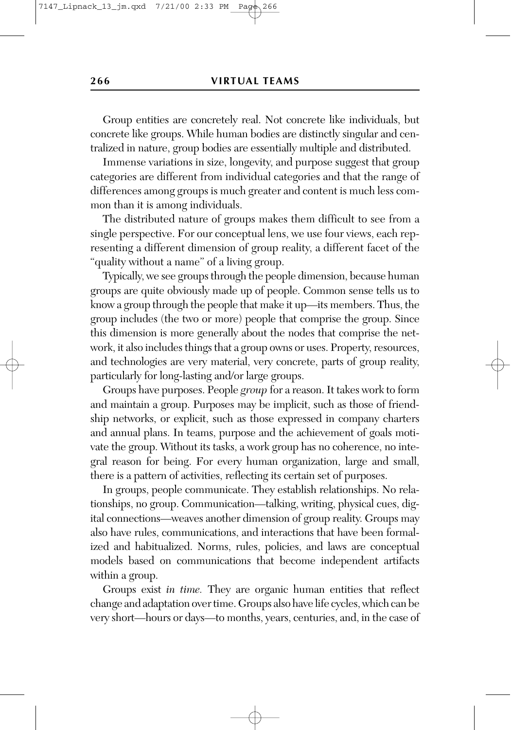Group entities are concretely real. Not concrete like individuals, but concrete like groups. While human bodies are distinctly singular and centralized in nature, group bodies are essentially multiple and distributed.

Immense variations in size, longevity, and purpose suggest that group categories are different from individual categories and that the range of differences among groups is much greater and content is much less common than it is among individuals.

The distributed nature of groups makes them difficult to see from a single perspective. For our conceptual lens, we use four views, each representing a different dimension of group reality, a different facet of the "quality without a name" of a living group.

Typically, we see groups through the people dimension, because human groups are quite obviously made up of people. Common sense tells us to know a group through the people that make it up—its members. Thus, the group includes (the two or more) people that comprise the group. Since this dimension is more generally about the nodes that comprise the network, it also includes things that a group owns or uses. Property, resources, and technologies are very material, very concrete, parts of group reality, particularly for long-lasting and/or large groups.

Groups have purposes. People *group* for a reason. It takes work to form and maintain a group. Purposes may be implicit, such as those of friendship networks, or explicit, such as those expressed in company charters and annual plans. In teams, purpose and the achievement of goals motivate the group. Without its tasks, a work group has no coherence, no integral reason for being. For every human organization, large and small, there is a pattern of activities, reflecting its certain set of purposes.

In groups, people communicate. They establish relationships. No relationships, no group. Communication—talking, writing, physical cues, digital connections—weaves another dimension of group reality. Groups may also have rules, communications, and interactions that have been formalized and habitualized. Norms, rules, policies, and laws are conceptual models based on communications that become independent artifacts within a group.

Groups exist *in time.* They are organic human entities that reflect change and adaptation over time. Groups also have life cycles, which can be very short—hours or days—to months, years, centuries, and, in the case of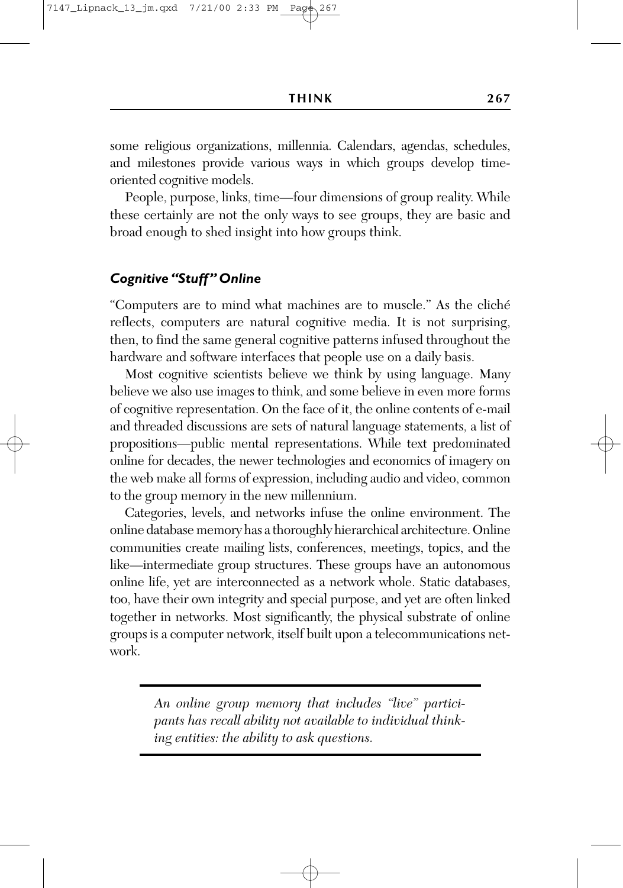some religious organizations, millennia. Calendars, agendas, schedules, and milestones provide various ways in which groups develop time-oriented cognitive models.

People, purpose, links, time—four dimensions of group reality. While these certainly are not the only ways to see groups, they are basic and broad enough to shed insight into how groups think.

### *Cognitive "Stuff" Online*

"Computers are to mind what machines are to muscle." As the cliché reflects, computers are natural cognitive media. It is not surprising, then, to find the same general cognitive patterns infused throughout the hardware and software interfaces that people use on a daily basis.

Most cognitive scientists believe we think by using language. Many believe we also use images to think, and some believe in even more forms of cognitive representation. On the face of it, the online contents of e-mail and threaded discussions are sets of natural language statements, a list of propositions—public mental representations. While text predominated online for decades, the newer technologies and economics of imagery on the web make all forms of expression, including audio and video, common to the group memory in the new millennium.

Categories, levels, and networks infuse the online environment. The online database memory has a thoroughly hierarchical architecture. Online communities create mailing lists, conferences, meetings, topics, and the like—intermediate group structures. These groups have an autonomous online life, yet are interconnected as a network whole. Static databases, too, have their own integrity and special purpose, and yet are often linked together in networks. Most significantly, the physical substrate of online groups is a computer network, itself built upon a telecommunications network.

> *An online group memory that includes "live" participants has recall ability not available to individual thinking entities: the ability to ask questions.*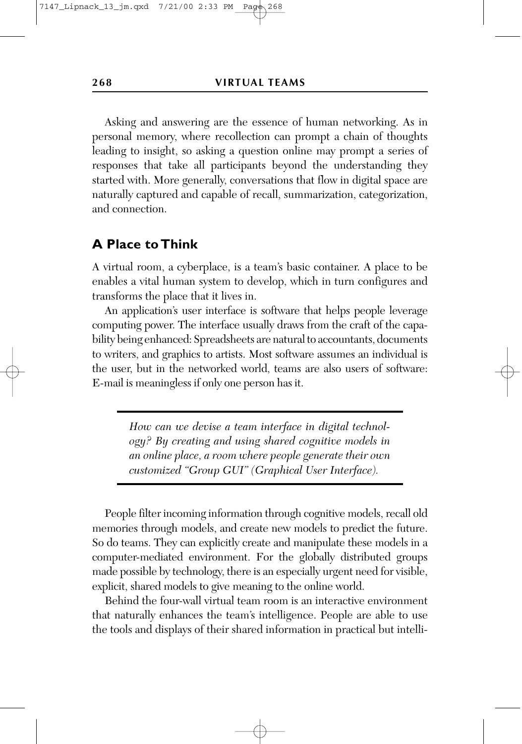Asking and answering are the essence of human networking. As in personal memory, where recollection can prompt a chain of thoughts leading to insight, so asking a question online may prompt a series of responses that take all participants beyond the understanding they started with. More generally, conversations that flow in digital space are naturally captured and capable of recall, summarization, categorization, and connection.

## A Place to Think

A virtual room, a cyberplace, is a team's basic container. A place to be enables a vital human system to develop, which in turn configures and transforms the place that it lives in.

An application's user interface is software that helps people leverage computing power. The interface usually draws from the craft of the capability being enhanced: Spreadsheets are natural to accountants, documents to writers, and graphics to artists. Most software assumes an individual is the user, but in the networked world, teams are also users of software: E-mail is meaningless if only one person has it.

> *How can we devise a team interface in digital technology? By creating and using shared cognitive models in an online place, a room where people generate their own customized "Group GUI" (Graphical User Interface).*

People filter incoming information through cognitive models, recall old memories through models, and create new models to predict the future. So do teams. They can explicitly create and manipulate these models in a computer-mediated environment. For the globally distributed groups made possible by technology, there is an especially urgent need for visible, explicit, shared models to give meaning to the online world.

Behind the four-wall virtual team room is an interactive environment that naturally enhances the team's intelligence. People are able to use the tools and displays of their shared information in practical but intelli-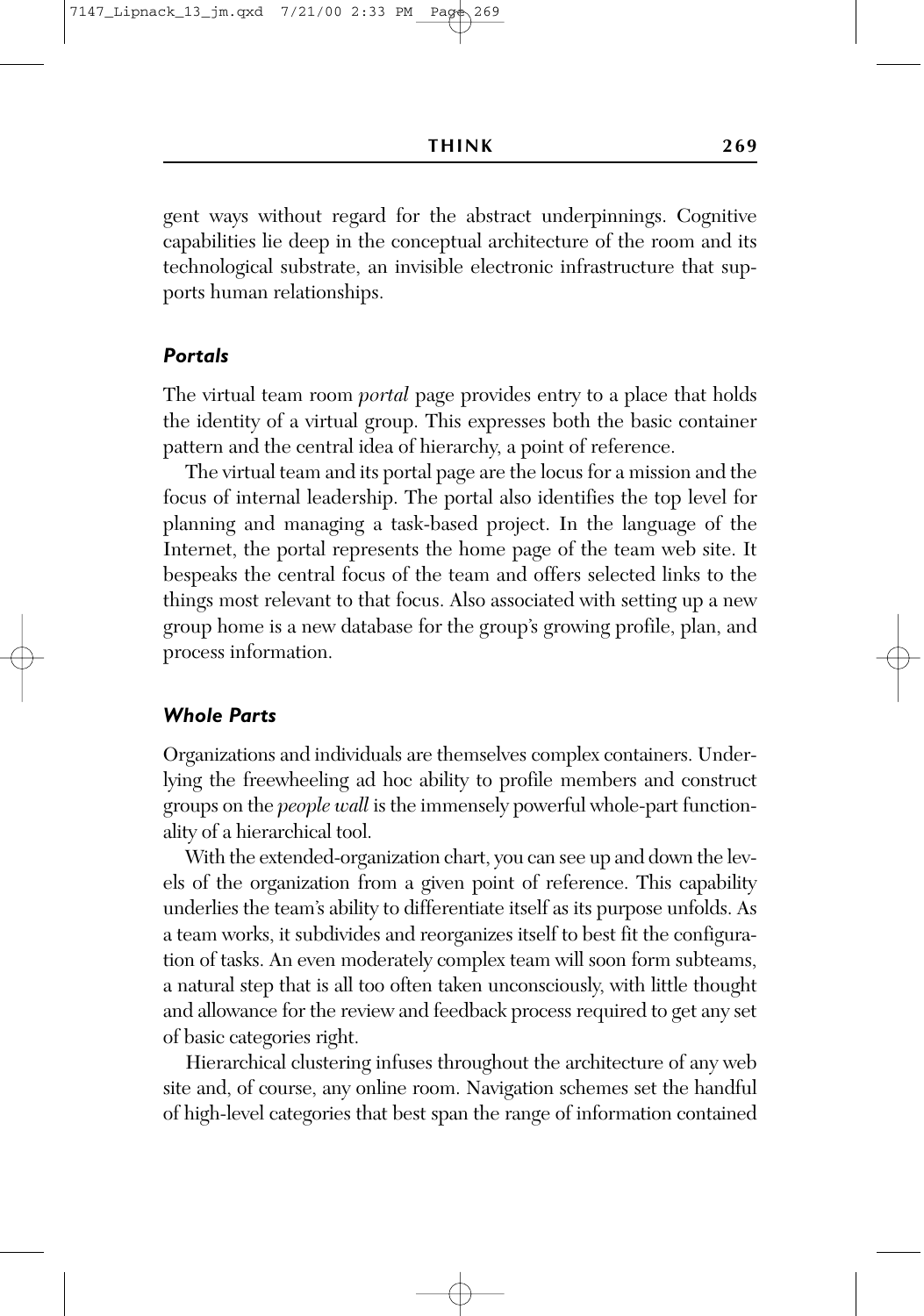gent ways without regard for the abstract underpinnings. Cognitive capabilities lie deep in the conceptual architecture of the room and its technological substrate, an invisible electronic infrastructure that supports human relationships.

### *Portals*

The virtual team room *portal* page provides entry to a place that holds the identity of a virtual group. This expresses both the basic container pattern and the central idea of hierarchy, a point of reference.

The virtual team and its portal page are the locus for a mission and the focus of internal leadership. The portal also identifies the top level for planning and managing a task-based project. In the language of the Internet, the portal represents the home page of the team web site. It bespeaks the central focus of the team and offers selected links to the things most relevant to that focus. Also associated with setting up a new group home is a new database for the group's growing profile, plan, and process information.

### *Whole Parts*

Organizations and individuals are themselves complex containers. Underlying the freewheeling ad hoc ability to profile members and construct groups on the *people wall* is the immensely powerful whole-part functionality of a hierarchical tool.

With the extended-organization chart, you can see up and down the levels of the organization from a given point of reference. This capability underlies the team's ability to differentiate itself as its purpose unfolds. As a team works, it subdivides and reorganizes itself to best fit the configuration of tasks. An even moderately complex team will soon form subteams, a natural step that is all too often taken unconsciously, with little thought and allowance for the review and feedback process required to get any set of basic categories right.

Hierarchical clustering infuses throughout the architecture of any web site and, of course, any online room. Navigation schemes set the handful of high-level categories that best span the range of information contained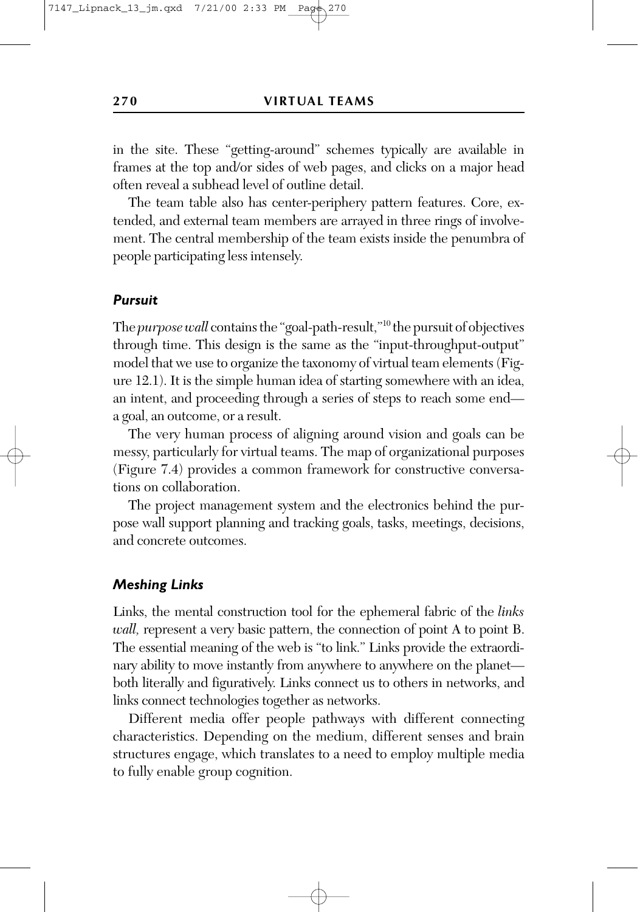in the site. These "getting-around" schemes typically are available in frames at the top and/or sides of web pages, and clicks on a major head often reveal a subhead level of outline detail.

The team table also has center-periphery pattern features. Core, extended, and external team members are arrayed in three rings of involvement. The central membership of the team exists inside the penumbra of people participating less intensely.

### *Pursuit*

The *purpose wall* contains the "goal-path-result,"[10] the pursuit of objectives through time. This design is the same as the "input-throughput-output" model that we use to organize the taxonomy of virtual team elements (Figure 12.1). It is the simple human idea of starting somewhere with an idea, an intent, and proceeding through a series of steps to reach some end—a goal, an outcome, or a result.

The very human process of aligning around vision and goals can be messy, particularly for virtual teams. The map of organizational purposes (Figure 7.4) provides a common framework for constructive conversations on collaboration.

The project management system and the electronics behind the purpose wall support planning and tracking goals, tasks, meetings, decisions, and concrete outcomes.

### *Meshing Links*

Links, the mental construction tool for the ephemeral fabric of the *links wall,* represent a very basic pattern, the connection of point A to point B. The essential meaning of the web is "to link." Links provide the extraordinary ability to move instantly from anywhere to anywhere on the planet—both literally and figuratively. Links connect us to others in networks, and links connect technologies together as networks.

Different media offer people pathways with different connecting characteristics. Depending on the medium, different senses and brain structures engage, which translates to a need to employ multiple media to fully enable group cognition.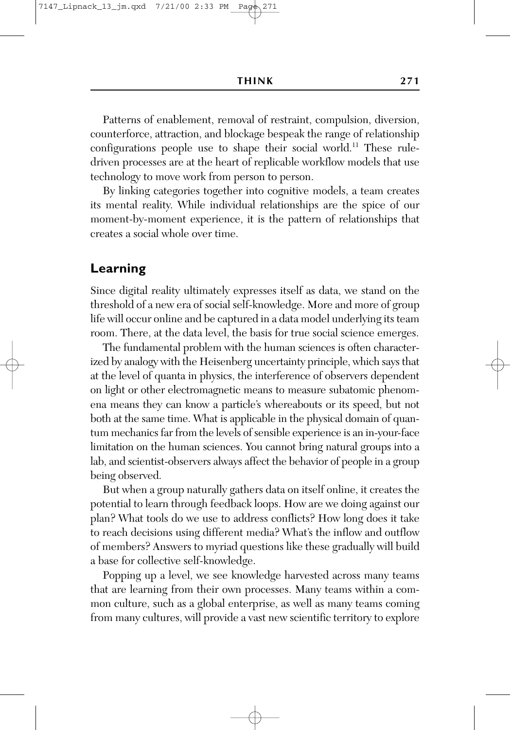Patterns of enablement, removal of restraint, compulsion, diversion, counterforce, attraction, and blockage bespeak the range of relationship configurations people use to shape their social world.[11] These rule-driven processes are at the heart of replicable workflow models that use technology to move work from person to person.

By linking categories together into cognitive models, a team creates its mental reality. While individual relationships are the spice of our moment-by-moment experience, it is the pattern of relationships that creates a social whole over time.

## Learning

Since digital reality ultimately expresses itself as data, we stand on the threshold of a new era of social self-knowledge. More and more of group life will occur online and be captured in a data model underlying its team room. There, at the data level, the basis for true social science emerges.

The fundamental problem with the human sciences is often characterized by analogy with the Heisenberg uncertainty principle, which says that at the level of quanta in physics, the interference of observers dependent on light or other electromagnetic means to measure subatomic phenomena means they can know a particle's whereabouts or its speed, but not both at the same time. What is applicable in the physical domain of quantum mechanics far from the levels of sensible experience is an in-your-face limitation on the human sciences. You cannot bring natural groups into a lab, and scientist-observers always affect the behavior of people in a group being observed.

But when a group naturally gathers data on itself online, it creates the potential to learn through feedback loops. How are we doing against our plan? What tools do we use to address conflicts? How long does it take to reach decisions using different media? What's the inflow and outflow of members? Answers to myriad questions like these gradually will build a base for collective self-knowledge.

Popping up a level, we see knowledge harvested across many teams that are learning from their own processes. Many teams within a common culture, such as a global enterprise, as well as many teams coming from many cultures, will provide a vast new scientific territory to explore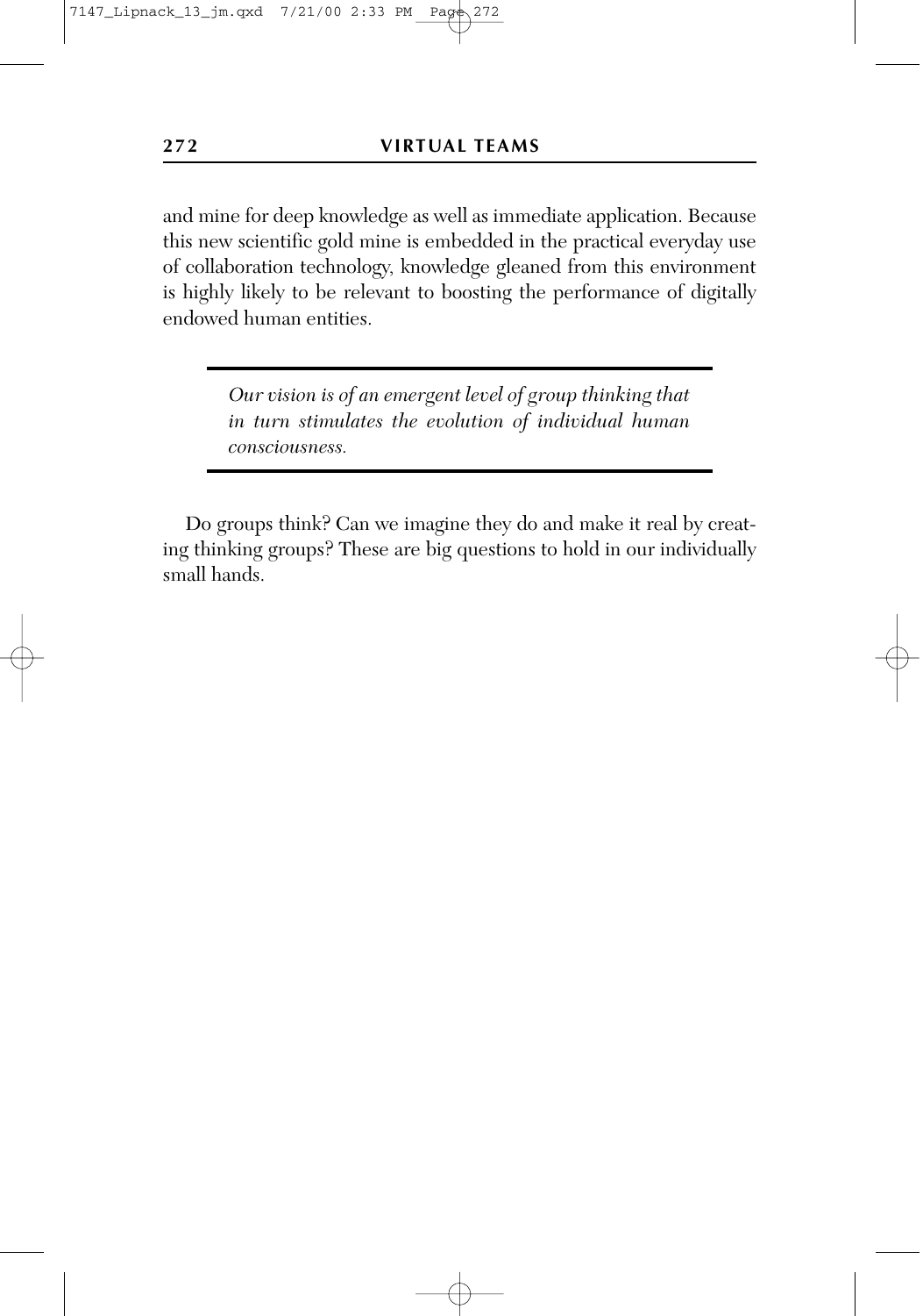and mine for deep knowledge as well as immediate application. Because this new scientific gold mine is embedded in the practical everyday use of collaboration technology, knowledge gleaned from this environment is highly likely to be relevant to boosting the performance of digitally endowed human entities.

> *Our vision is of an emergent level of group thinking that in turn stimulates the evolution of individual human consciousness.*

Do groups think? Can we imagine they do and make it real by creating thinking groups? These are big questions to hold in our individually small hands.